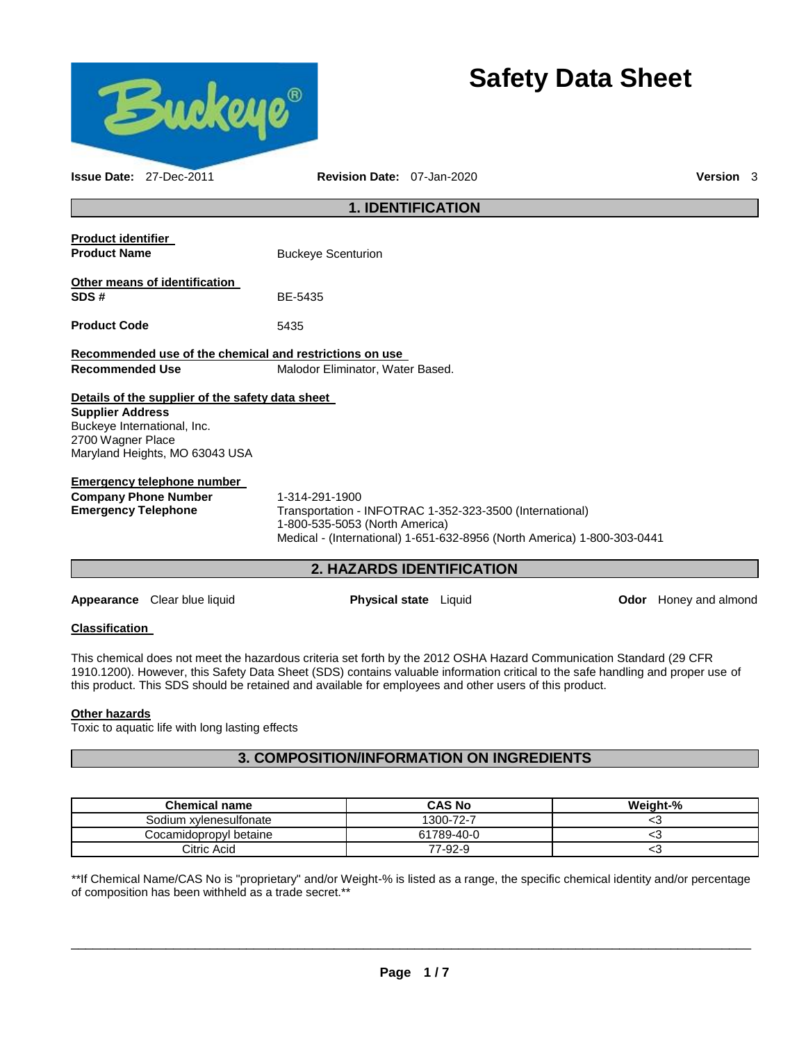# Safety Data Sheet

**Issue Date:** 27-Dec-2011 **Revision Date:** 07-Jan-2020 **Version** 3

## 1. IDENTIFICATION

**Product identifier**

**Product Name** Buckeye Scenturion

**Other means of identification**

**SDS #** BE-5435

**Product Code** 5435

**Recommended use of the chemical and restrictions on use**

**Recommended Use** Malodor Eliminator, Water Based.

**Details of the supplier of the safety data sheet**

**Supplier Address**
Buckeye International, Inc.
2700 Wagner Place
Maryland Heights, MO 63043 USA

**Emergency telephone number**

**Company Phone Number** 1-314-291-1900

**Emergency Telephone** Transportation - INFOTRAC 1-352-323-3500 (International)
1-800-535-5053 (North America)
Medical - (International) 1-651-632-8956 (North America) 1-800-303-0441

## 2. HAZARDS IDENTIFICATION

**Appearance** Clear blue liquid **Physical state** Liquid **Odor** Honey and almond

**Classification**

This chemical does not meet the hazardous criteria set forth by the 2012 OSHA Hazard Communication Standard (29 CFR 1910.1200). However, this Safety Data Sheet (SDS) contains valuable information critical to the safe handling and proper use of this product. This SDS should be retained and available for employees and other users of this product.

**Other hazards**

Toxic to aquatic life with long lasting effects

## 3. COMPOSITION/INFORMATION ON INGREDIENTS

| Chemical name | CAS No | Weight-% |
|---|---|---|
| Sodium xylenesulfonate | 1300-72-7 | <3 |
| Cocamidopropyl betaine | 61789-40-0 | <3 |
| Citric Acid | 77-92-9 | <3 |

**If Chemical Name/CAS No is "proprietary" and/or Weight-% is listed as a range, the specific chemical identity and/or percentage of composition has been withheld as a trade secret.**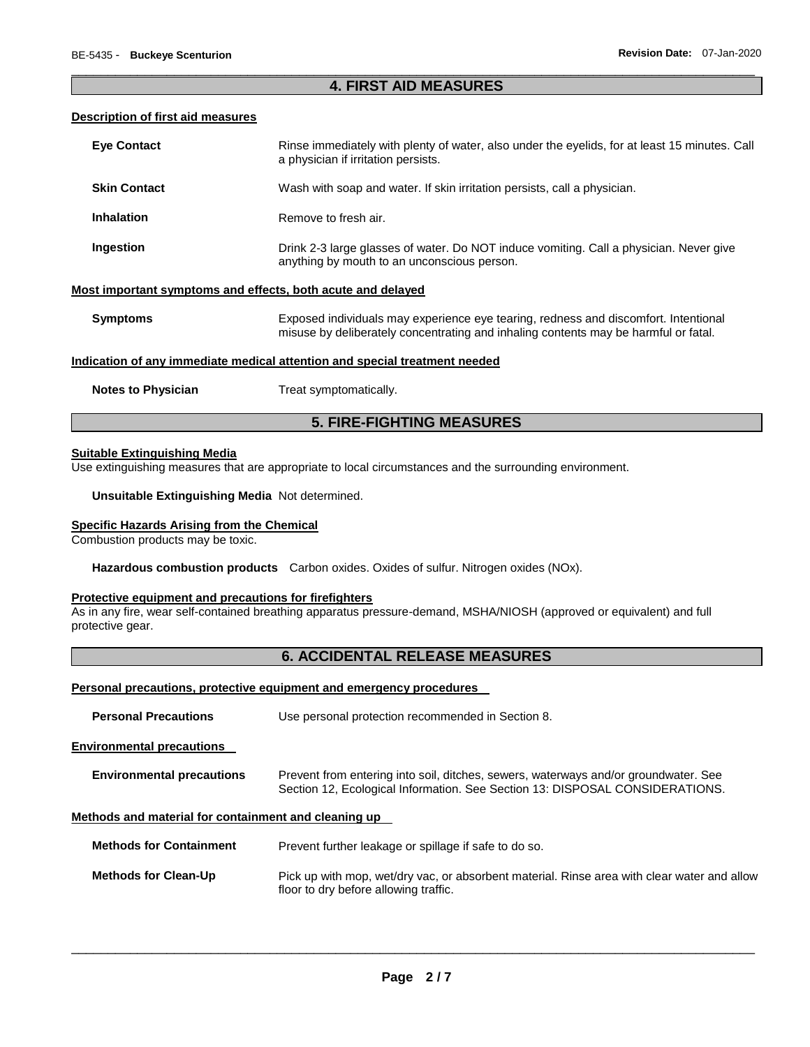## 4. FIRST AID MEASURES

**Description of first aid measures**

| | |
|---|---|
| **Eye Contact** | Rinse immediately with plenty of water, also under the eyelids, for at least 15 minutes. Call a physician if irritation persists. |
| **Skin Contact** | Wash with soap and water. If skin irritation persists, call a physician. |
| **Inhalation** | Remove to fresh air. |
| **Ingestion** | Drink 2-3 large glasses of water. Do NOT induce vomiting. Call a physician. Never give anything by mouth to an unconscious person. |

**Most important symptoms and effects, both acute and delayed**

| | |
|---|---|
| **Symptoms** | Exposed individuals may experience eye tearing, redness and discomfort. Intentional misuse by deliberately concentrating and inhaling contents may be harmful or fatal. |

**Indication of any immediate medical attention and special treatment needed**

| | |
|---|---|
| **Notes to Physician** | Treat symptomatically. |

## 5. FIRE-FIGHTING MEASURES

**Suitable Extinguishing Media**

Use extinguishing measures that are appropriate to local circumstances and the surrounding environment.

**Unsuitable Extinguishing Media** Not determined.

**Specific Hazards Arising from the Chemical**

Combustion products may be toxic.

**Hazardous combustion products** Carbon oxides. Oxides of sulfur. Nitrogen oxides (NOx).

**Protective equipment and precautions for firefighters**

As in any fire, wear self-contained breathing apparatus pressure-demand, MSHA/NIOSH (approved or equivalent) and full protective gear.

## 6. ACCIDENTAL RELEASE MEASURES

**Personal precautions, protective equipment and emergency procedures**

| | |
|---|---|
| **Personal Precautions** | Use personal protection recommended in Section 8. |

**Environmental precautions**

| | |
|---|---|
| **Environmental precautions** | Prevent from entering into soil, ditches, sewers, waterways and/or groundwater. See Section 12, Ecological Information. See Section 13: DISPOSAL CONSIDERATIONS. |

**Methods and material for containment and cleaning up**

| | |
|---|---|
| **Methods for Containment** | Prevent further leakage or spillage if safe to do so. |
| **Methods for Clean-Up** | Pick up with mop, wet/dry vac, or absorbent material. Rinse area with clear water and allow floor to dry before allowing traffic. |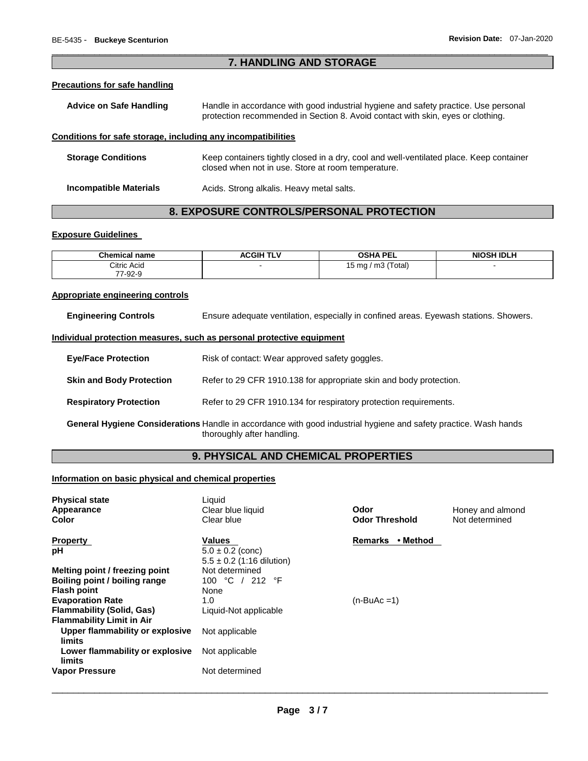## 7. HANDLING AND STORAGE

### Precautions for safe handling

**Advice on Safe Handling** Handle in accordance with good industrial hygiene and safety practice. Use personal protection recommended in Section 8. Avoid contact with skin, eyes or clothing.

### Conditions for safe storage, including any incompatibilities

**Storage Conditions** Keep containers tightly closed in a dry, cool and well-ventilated place. Keep container closed when not in use. Store at room temperature.

**Incompatible Materials** Acids. Strong alkalis. Heavy metal salts.

## 8. EXPOSURE CONTROLS/PERSONAL PROTECTION

### Exposure Guidelines

| Chemical name | ACGIH TLV | OSHA PEL | NIOSH IDLH |
|---|---|---|---|
| Citric Acid 77-92-9 | - | 15 mg / m3 (Total) | - |

### Appropriate engineering controls

**Engineering Controls** Ensure adequate ventilation, especially in confined areas. Eyewash stations. Showers.

### Individual protection measures, such as personal protective equipment

**Eye/Face Protection** Risk of contact: Wear approved safety goggles.

**Skin and Body Protection** Refer to 29 CFR 1910.138 for appropriate skin and body protection.

**Respiratory Protection** Refer to 29 CFR 1910.134 for respiratory protection requirements.

**General Hygiene Considerations** Handle in accordance with good industrial hygiene and safety practice. Wash hands thoroughly after handling.

## 9. PHYSICAL AND CHEMICAL PROPERTIES

### Information on basic physical and chemical properties

**Physical state** Liquid
**Appearance** Clear blue liquid
**Color** Clear blue
**Odor** Honey and almond
**Odor Threshold** Not determined

| Property | Values | Remarks • Method |
|---|---|---|
| pH | 5.0 ± 0.2 (conc) 5.5 ± 0.2 (1:16 dilution) | |
| Melting point / freezing point | Not determined | |
| Boiling point / boiling range | 100 °C / 212 °F | |
| Flash point | None | |
| Evaporation Rate | 1.0 | (n-BuAc =1) |
| Flammability (Solid, Gas) | Liquid-Not applicable | |
| Flammability Limit in Air | | |
| Upper flammability or explosive limits | Not applicable | |
| Lower flammability or explosive limits | Not applicable | |
| Vapor Pressure | Not determined | |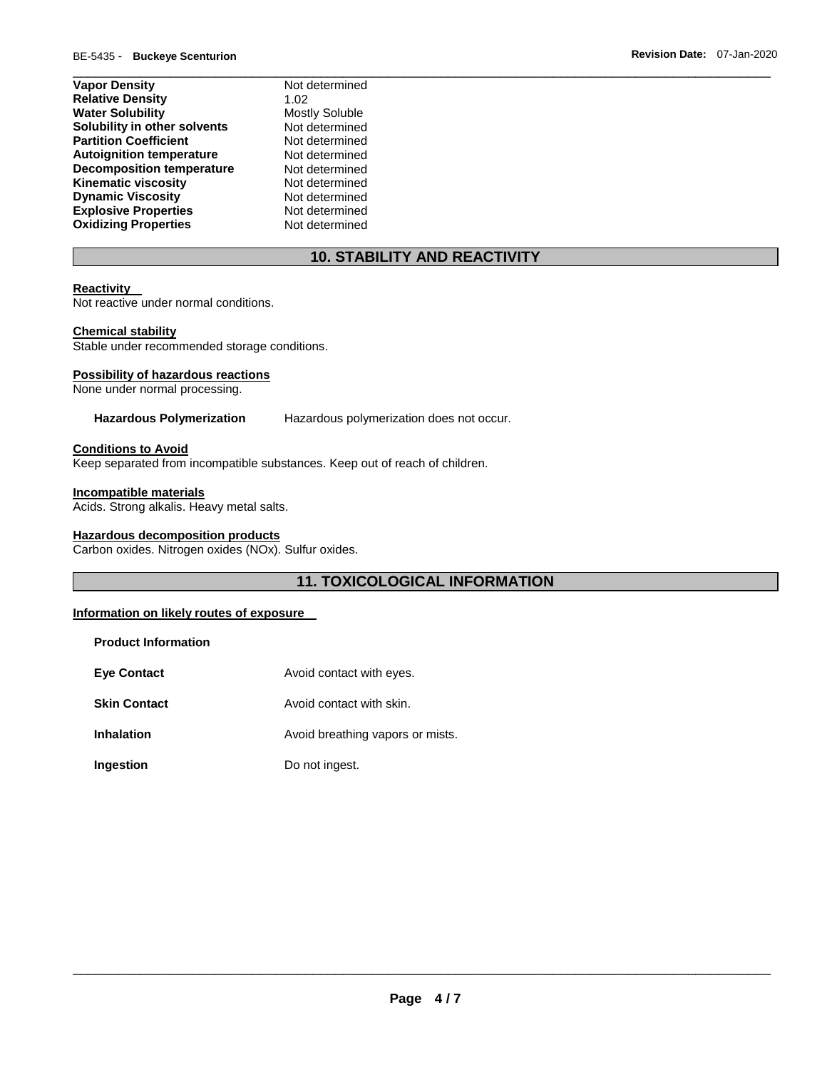| | |
|---|---|
| **Vapor Density** | Not determined |
| **Relative Density** | 1.02 |
| **Water Solubility** | Mostly Soluble |
| **Solubility in other solvents** | Not determined |
| **Partition Coefficient** | Not determined |
| **Autoignition temperature** | Not determined |
| **Decomposition temperature** | Not determined |
| **Kinematic viscosity** | Not determined |
| **Dynamic Viscosity** | Not determined |
| **Explosive Properties** | Not determined |
| **Oxidizing Properties** | Not determined |

## 10. STABILITY AND REACTIVITY

**Reactivity**
Not reactive under normal conditions.

**Chemical stability**
Stable under recommended storage conditions.

**Possibility of hazardous reactions**
None under normal processing.

**Hazardous Polymerization** Hazardous polymerization does not occur.

**Conditions to Avoid**
Keep separated from incompatible substances. Keep out of reach of children.

**Incompatible materials**
Acids. Strong alkalis. Heavy metal salts.

**Hazardous decomposition products**
Carbon oxides. Nitrogen oxides (NOx). Sulfur oxides.

## 11. TOXICOLOGICAL INFORMATION

**Information on likely routes of exposure**

**Product Information**

| | |
|---|---|
| **Eye Contact** | Avoid contact with eyes. |
| **Skin Contact** | Avoid contact with skin. |
| **Inhalation** | Avoid breathing vapors or mists. |
| **Ingestion** | Do not ingest. |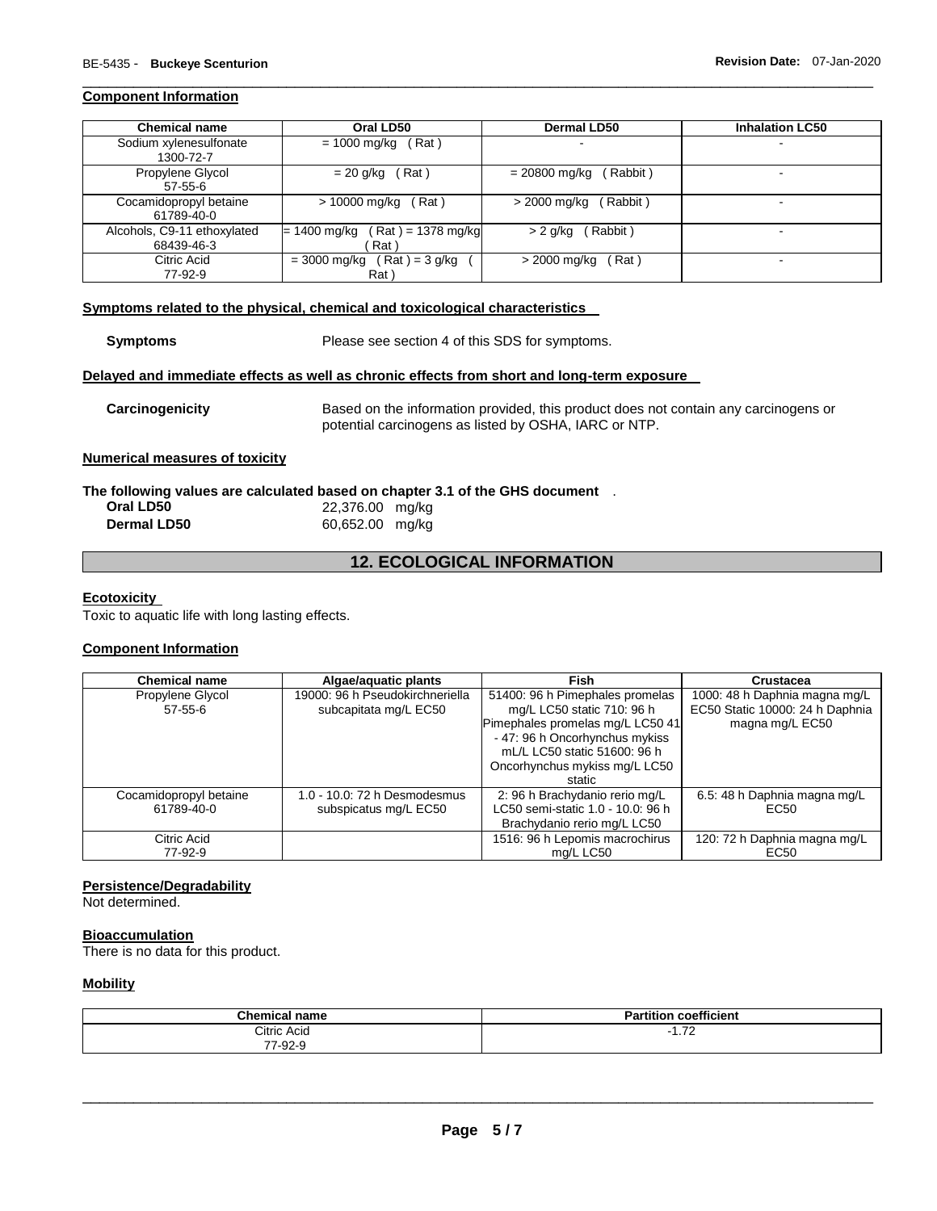### Component Information

| Chemical name | Oral LD50 | Dermal LD50 | Inhalation LC50 |
|---|---|---|---|
| Sodium xylenesulfonate 1300-72-7 | = 1000 mg/kg ( Rat ) | - | - |
| Propylene Glycol 57-55-6 | = 20 g/kg ( Rat ) | = 20800 mg/kg ( Rabbit ) | - |
| Cocamidopropyl betaine 61789-40-0 | > 10000 mg/kg ( Rat ) | > 2000 mg/kg ( Rabbit ) | - |
| Alcohols, C9-11 ethoxylated 68439-46-3 | = 1400 mg/kg ( Rat ) = 1378 mg/kg ( Rat ) | > 2 g/kg ( Rabbit ) | - |
| Citric Acid 77-92-9 | = 3000 mg/kg ( Rat ) = 3 g/kg ( Rat ) | > 2000 mg/kg ( Rat ) | - |

### Symptoms related to the physical, chemical and toxicological characteristics

**Symptoms** Please see section 4 of this SDS for symptoms.

### Delayed and immediate effects as well as chronic effects from short and long-term exposure

**Carcinogenicity** Based on the information provided, this product does not contain any carcinogens or potential carcinogens as listed by OSHA, IARC or NTP.

### Numerical measures of toxicity

**The following values are calculated based on chapter 3.1 of the GHS document** .

**Oral LD50** 22,376.00 mg/kg
**Dermal LD50** 60,652.00 mg/kg

## 12. ECOLOGICAL INFORMATION

### Ecotoxicity

Toxic to aquatic life with long lasting effects.

### Component Information

| Chemical name | Algae/aquatic plants | Fish | Crustacea |
|---|---|---|---|
| Propylene Glycol 57-55-6 | 19000: 96 h Pseudokirchneriella subcapitata mg/L EC50 | 51400: 96 h Pimephales promelas mg/L LC50 static 710: 96 h Pimephales promelas mg/L LC50 41 - 47: 96 h Oncorhynchus mykiss mL/L LC50 static 51600: 96 h Oncorhynchus mykiss mg/L LC50 static | 1000: 48 h Daphnia magna mg/L EC50 Static 10000: 24 h Daphnia magna mg/L EC50 |
| Cocamidopropyl betaine 61789-40-0 | 1.0 - 10.0: 72 h Desmodesmus subspicatus mg/L EC50 | 2: 96 h Brachydanio rerio mg/L LC50 semi-static 1.0 - 10.0: 96 h Brachydanio rerio mg/L LC50 | 6.5: 48 h Daphnia magna mg/L EC50 |
| Citric Acid 77-92-9 | | 1516: 96 h Lepomis macrochirus mg/L LC50 | 120: 72 h Daphnia magna mg/L EC50 |

### Persistence/Degradability

Not determined.

### Bioaccumulation

There is no data for this product.

### Mobility

| Chemical name | Partition coefficient |
|---|---|
| Citric Acid 77-92-9 | -1.72 |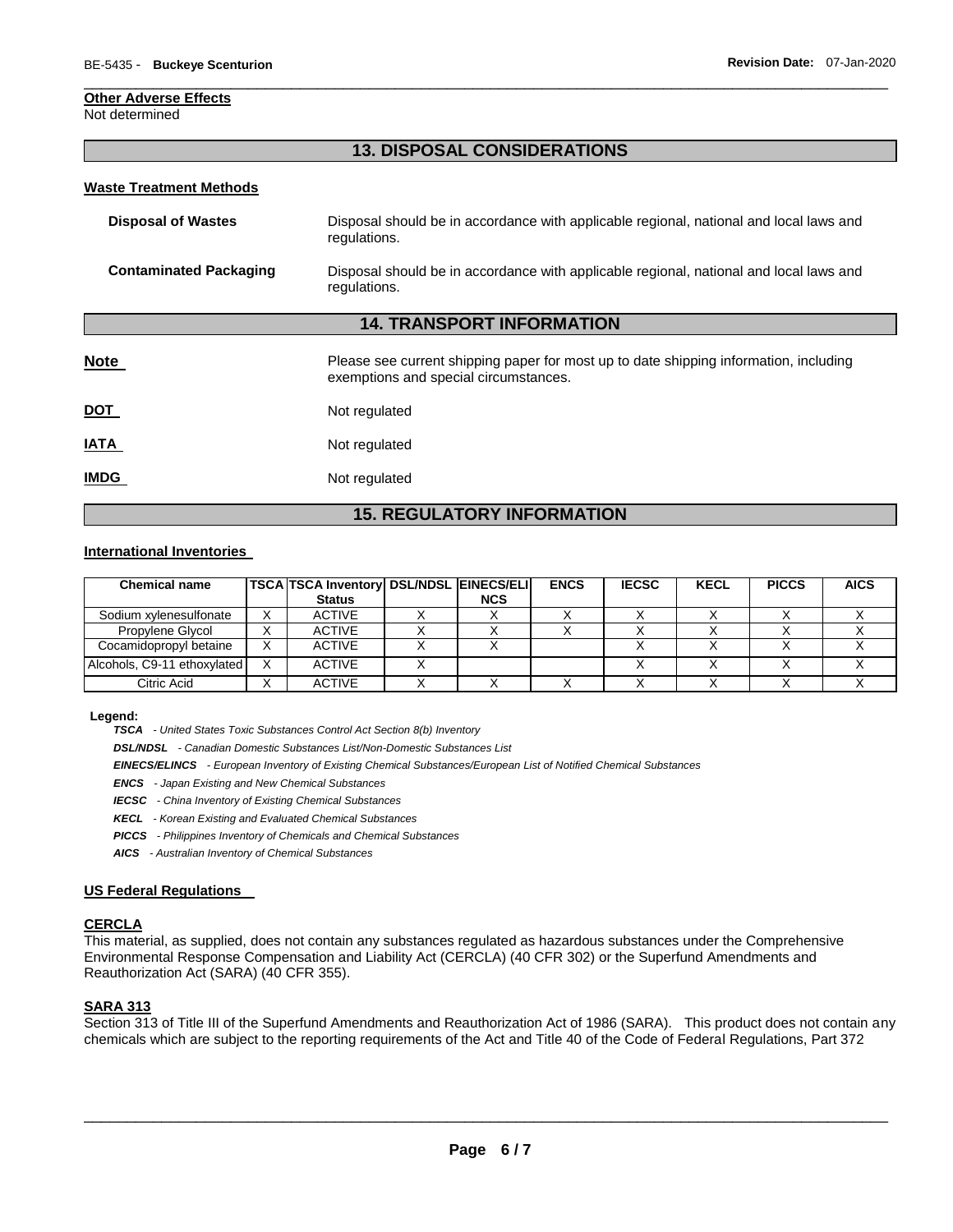**Other Adverse Effects**
Not determined

## 13. DISPOSAL CONSIDERATIONS

**Waste Treatment Methods**

**Disposal of Wastes** Disposal should be in accordance with applicable regional, national and local laws and regulations.

**Contaminated Packaging** Disposal should be in accordance with applicable regional, national and local laws and regulations.

## 14. TRANSPORT INFORMATION

**Note** Please see current shipping paper for most up to date shipping information, including exemptions and special circumstances.

**DOT** Not regulated

**IATA** Not regulated

**IMDG** Not regulated

## 15. REGULATORY INFORMATION

**International Inventories**

| Chemical name | TSCA | TSCA Inventory Status | DSL/NDSL | EINECS/ELINCS | ENCS | IECSC | KECL | PICCS | AICS |
|---|---|---|---|---|---|---|---|---|---|
| Sodium xylenesulfonate | X | ACTIVE | X | X | X | X | X | X | X |
| Propylene Glycol | X | ACTIVE | X | X | X | X | X | X | X |
| Cocamidopropyl betaine | X | ACTIVE | X | X | | X | X | X | X |
| Alcohols, C9-11 ethoxylated | X | ACTIVE | X | | | X | X | X | X |
| Citric Acid | X | ACTIVE | X | X | X | X | X | X | X |

**Legend:**

***TSCA*** *- United States Toxic Substances Control Act Section 8(b) Inventory*

***DSL/NDSL*** *- Canadian Domestic Substances List/Non-Domestic Substances List*

***EINECS/ELINCS*** *- European Inventory of Existing Chemical Substances/European List of Notified Chemical Substances*

***ENCS*** *- Japan Existing and New Chemical Substances*

***IECSC*** *- China Inventory of Existing Chemical Substances*

***KECL*** *- Korean Existing and Evaluated Chemical Substances*

***PICCS*** *- Philippines Inventory of Chemicals and Chemical Substances*

***AICS*** *- Australian Inventory of Chemical Substances*

**US Federal Regulations**

**CERCLA**
This material, as supplied, does not contain any substances regulated as hazardous substances under the Comprehensive Environmental Response Compensation and Liability Act (CERCLA) (40 CFR 302) or the Superfund Amendments and Reauthorization Act (SARA) (40 CFR 355).

**SARA 313**
Section 313 of Title III of the Superfund Amendments and Reauthorization Act of 1986 (SARA). This product does not contain any chemicals which are subject to the reporting requirements of the Act and Title 40 of the Code of Federal Regulations, Part 372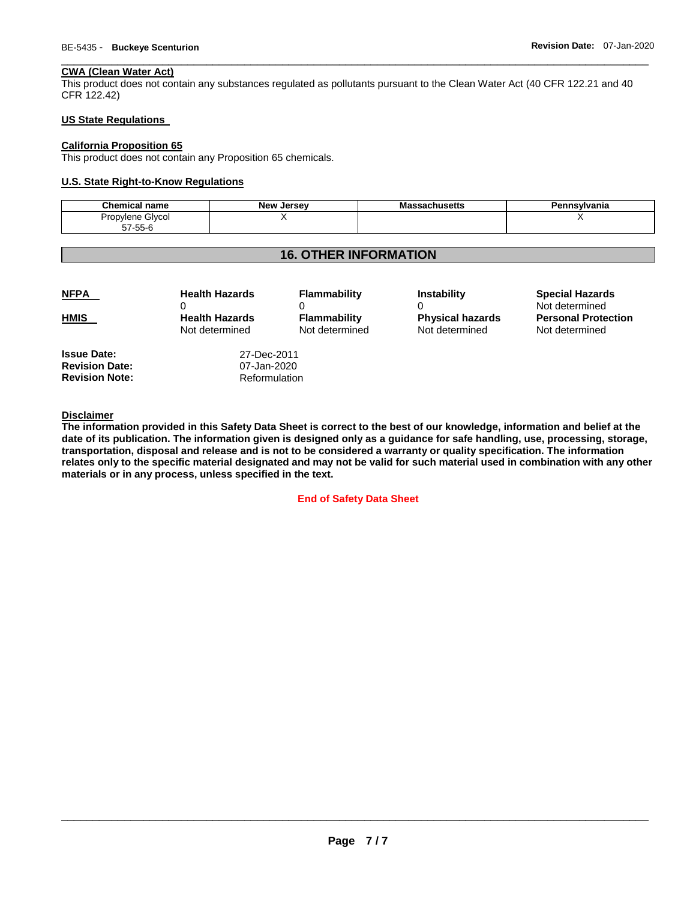**CWA (Clean Water Act)**

This product does not contain any substances regulated as pollutants pursuant to the Clean Water Act (40 CFR 122.21 and 40 CFR 122.42)

**US State Regulations**

**California Proposition 65**

This product does not contain any Proposition 65 chemicals.

**U.S. State Right-to-Know Regulations**

| Chemical name | New Jersey | Massachusetts | Pennsylvania |
|---|---|---|---|
| Propylene Glycol 57-55-6 | X | | X |

## 16. OTHER INFORMATION

| | | | | |
|---|---|---|---|---|
| **NFPA** | **Health Hazards** 0 | **Flammability** 0 | **Instability** 0 | **Special Hazards** Not determined |
| **HMIS** | **Health Hazards** Not determined | **Flammability** Not determined | **Physical hazards** Not determined | **Personal Protection** Not determined |

**Issue Date:** 27-Dec-2011
**Revision Date:** 07-Jan-2020
**Revision Note:** Reformulation

**Disclaimer**

**The information provided in this Safety Data Sheet is correct to the best of our knowledge, information and belief at the date of its publication. The information given is designed only as a guidance for safe handling, use, processing, storage, transportation, disposal and release and is not to be considered a warranty or quality specification. The information relates only to the specific material designated and may not be valid for such material used in combination with any other materials or in any process, unless specified in the text.**

**End of Safety Data Sheet**